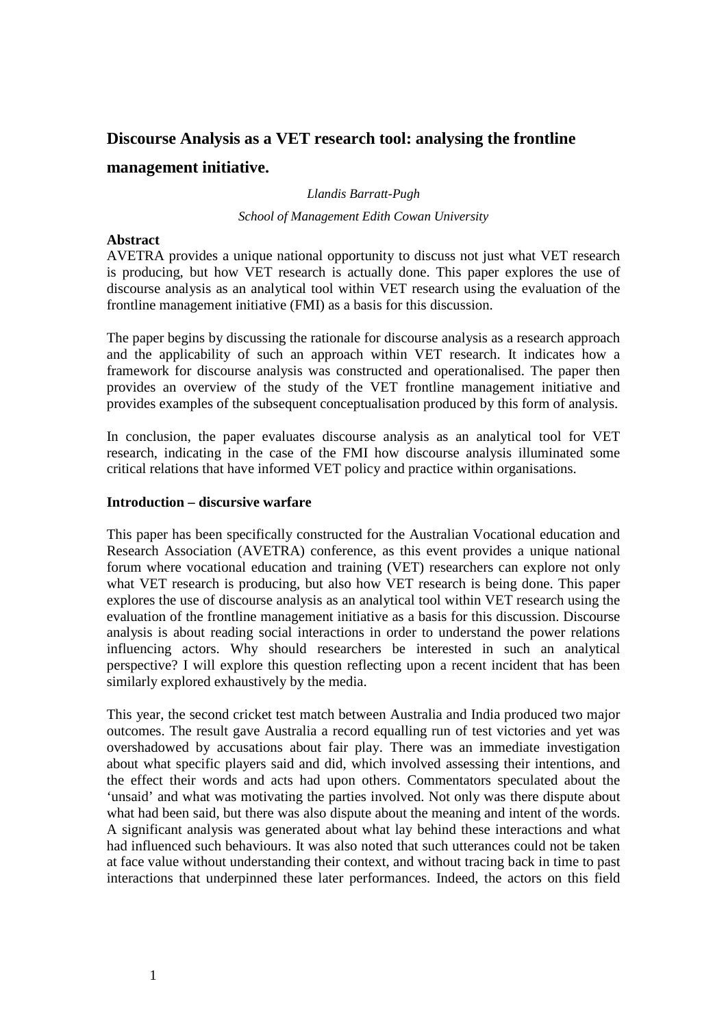# Discourse Analysis as a VET research tool: analysing the frontline management initiative.

*Llandis Barratt-Pugh*

*School of Management Edith Cowan University*

## Abstract

AVETRA provides a unique national opportunity to discuss not just what VET research is producing, but how VET research is actually done. This paper explores the use of discourse analysis as an analytical tool within VET research using the evaluation of the frontline management initiative (FMI) as a basis for this discussion.

The paper begins by discussing the rationale for discourse analysis as a research approach and the applicability of such an approach within VET research. It indicates how a framework for discourse analysis was constructed and operationalised. The paper then provides an overview of the study of the VET frontline management initiative and provides examples of the subsequent conceptualisation produced by this form of analysis.

In conclusion, the paper evaluates discourse analysis as an analytical tool for VET research, indicating in the case of the FMI how discourse analysis illuminated some critical relations that have informed VET policy and practice within organisations.

## Introduction – discursive warfare

This paper has been specifically constructed for the Australian Vocational education and Research Association (AVETRA) conference, as this event provides a unique national forum where vocational education and training (VET) researchers can explore not only what VET research is producing, but also how VET research is being done. This paper explores the use of discourse analysis as an analytical tool within VET research using the evaluation of the frontline management initiative as a basis for this discussion. Discourse analysis is about reading social interactions in order to understand the power relations influencing actors. Why should researchers be interested in such an analytical perspective? I will explore this question reflecting upon a recent incident that has been similarly explored exhaustively by the media.

This year, the second cricket test match between Australia and India produced two major outcomes. The result gave Australia a record equalling run of test victories and yet was overshadowed by accusations about fair play. There was an immediate investigation about what specific players said and did, which involved assessing their intentions, and the effect their words and acts had upon others. Commentators speculated about the 'unsaid' and what was motivating the parties involved. Not only was there dispute about what had been said, but there was also dispute about the meaning and intent of the words. A significant analysis was generated about what lay behind these interactions and what had influenced such behaviours. It was also noted that such utterances could not be taken at face value without understanding their context, and without tracing back in time to past interactions that underpinned these later performances. Indeed, the actors on this field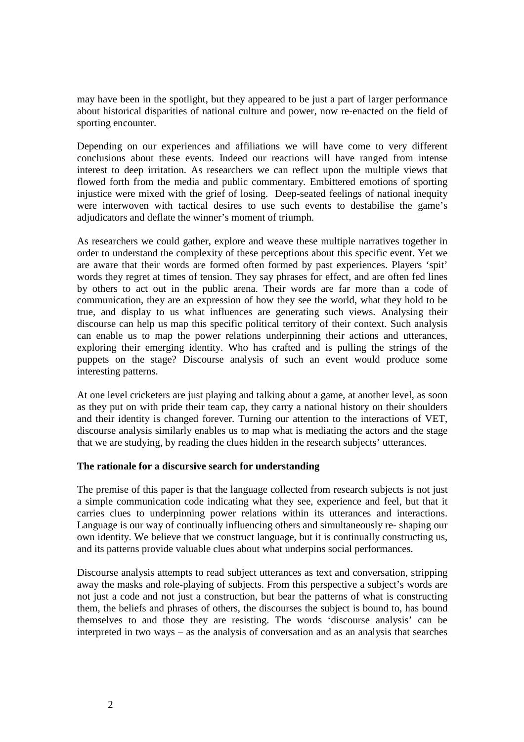may have been in the spotlight, but they appeared to be just a part of larger performance about historical disparities of national culture and power, now re-enacted on the field of sporting encounter.

Depending on our experiences and affiliations we will have come to very different conclusions about these events. Indeed our reactions will have ranged from intense interest to deep irritation. As researchers we can reflect upon the multiple views that flowed forth from the media and public commentary. Embittered emotions of sporting injustice were mixed with the grief of losing. Deep-seated feelings of national inequity were interwoven with tactical desires to use such events to destabilise the game's adjudicators and deflate the winner's moment of triumph.

As researchers we could gather, explore and weave these multiple narratives together in order to understand the complexity of these perceptions about this specific event. Yet we are aware that their words are formed often formed by past experiences. Players 'spit' words they regret at times of tension. They say phrases for effect, and are often fed lines by others to act out in the public arena. Their words are far more than a code of communication, they are an expression of how they see the world, what they hold to be true, and display to us what influences are generating such views. Analysing their discourse can help us map this specific political territory of their context. Such analysis can enable us to map the power relations underpinning their actions and utterances, exploring their emerging identity. Who has crafted and is pulling the strings of the puppets on the stage? Discourse analysis of such an event would produce some interesting patterns.

At one level cricketers are just playing and talking about a game, at another level, as soon as they put on with pride their team cap, they carry a national history on their shoulders and their identity is changed forever. Turning our attention to the interactions of VET, discourse analysis similarly enables us to map what is mediating the actors and the stage that we are studying, by reading the clues hidden in the research subjects' utterances.

**The rationale for a discursive search for understanding**

The premise of this paper is that the language collected from research subjects is not just a simple communication code indicating what they see, experience and feel, but that it carries clues to underpinning power relations within its utterances and interactions. Language is our way of continually influencing others and simultaneously re- shaping our own identity. We believe that we construct language, but it is continually constructing us, and its patterns provide valuable clues about what underpins social performances.

Discourse analysis attempts to read subject utterances as text and conversation, stripping away the masks and role-playing of subjects. From this perspective a subject's words are not just a code and not just a construction, but bear the patterns of what is constructing them, the beliefs and phrases of others, the discourses the subject is bound to, has bound themselves to and those they are resisting. The words 'discourse analysis' can be interpreted in two ways – as the analysis of conversation and as an analysis that searches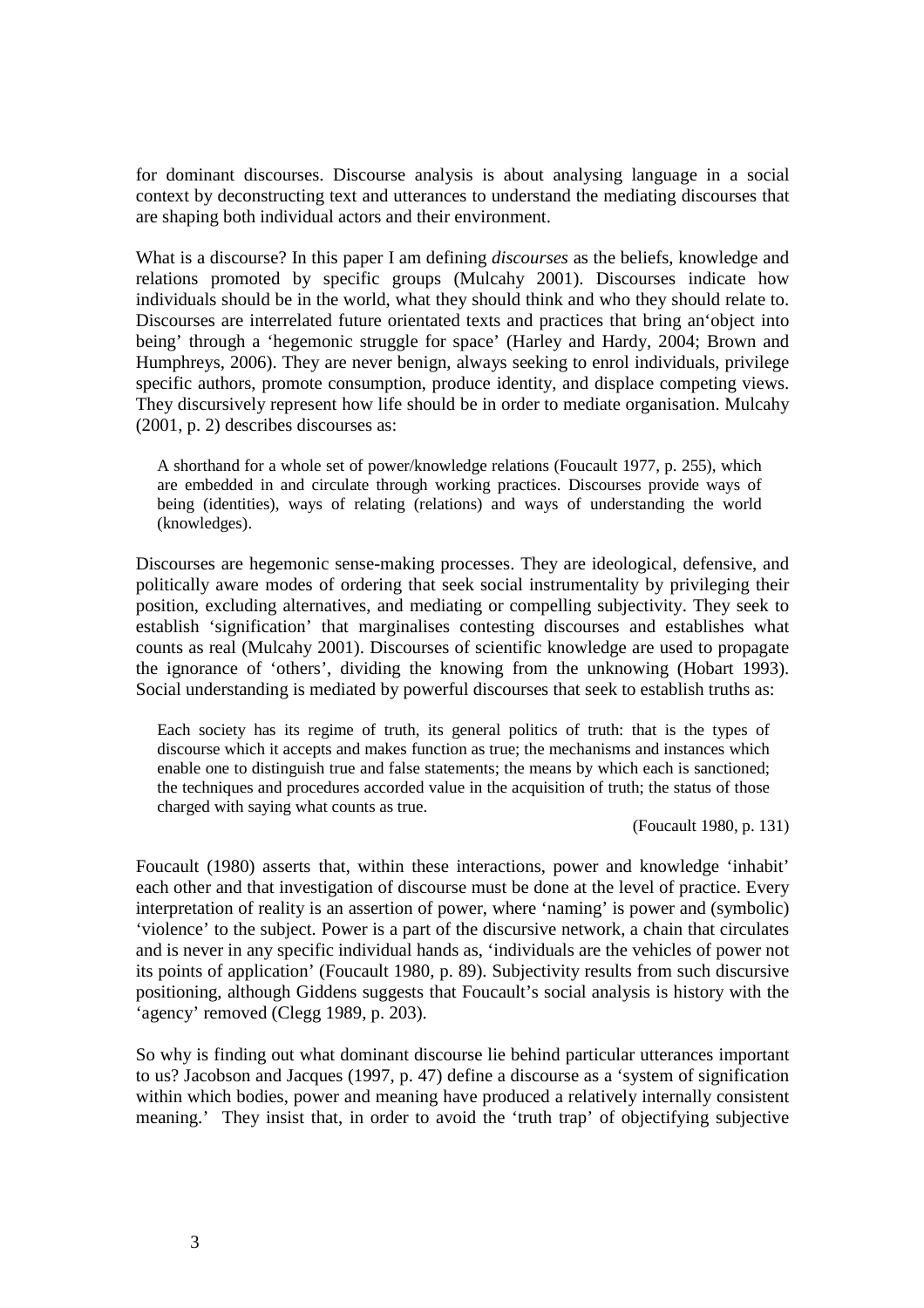for dominant discourses. Discourse analysis is about analysing language in a social context by deconstructing text and utterances to understand the mediating discourses that are shaping both individual actors and their environment.

What is a discourse? In this paper I am defining *discourses* as the beliefs, knowledge and relations promoted by specific groups (Mulcahy 2001). Discourses indicate how individuals should be in the world, what they should think and who they should relate to. Discourses are interrelated future orientated texts and practices that bring an'object into being' through a 'hegemonic struggle for space' (Harley and Hardy, 2004; Brown and Humphreys, 2006). They are never benign, always seeking to enrol individuals, privilege specific authors, promote consumption, produce identity, and displace competing views. They discursively represent how life should be in order to mediate organisation. Mulcahy (2001, p. 2) describes discourses as:

> A shorthand for a whole set of power/knowledge relations (Foucault 1977, p. 255), which are embedded in and circulate through working practices. Discourses provide ways of being (identities), ways of relating (relations) and ways of understanding the world (knowledges).

Discourses are hegemonic sense-making processes. They are ideological, defensive, and politically aware modes of ordering that seek social instrumentality by privileging their position, excluding alternatives, and mediating or compelling subjectivity. They seek to establish 'signification' that marginalises contesting discourses and establishes what counts as real (Mulcahy 2001). Discourses of scientific knowledge are used to propagate the ignorance of 'others', dividing the knowing from the unknowing (Hobart 1993). Social understanding is mediated by powerful discourses that seek to establish truths as:

> Each society has its regime of truth, its general politics of truth: that is the types of discourse which it accepts and makes function as true; the mechanisms and instances which enable one to distinguish true and false statements; the means by which each is sanctioned; the techniques and procedures accorded value in the acquisition of truth; the status of those charged with saying what counts as true.
>
> (Foucault 1980, p. 131)

Foucault (1980) asserts that, within these interactions, power and knowledge 'inhabit' each other and that investigation of discourse must be done at the level of practice. Every interpretation of reality is an assertion of power, where 'naming' is power and (symbolic) 'violence' to the subject. Power is a part of the discursive network, a chain that circulates and is never in any specific individual hands as, 'individuals are the vehicles of power not its points of application' (Foucault 1980, p. 89). Subjectivity results from such discursive positioning, although Giddens suggests that Foucault's social analysis is history with the 'agency' removed (Clegg 1989, p. 203).

So why is finding out what dominant discourse lie behind particular utterances important to us? Jacobson and Jacques (1997, p. 47) define a discourse as a 'system of signification within which bodies, power and meaning have produced a relatively internally consistent meaning.' They insist that, in order to avoid the 'truth trap' of objectifying subjective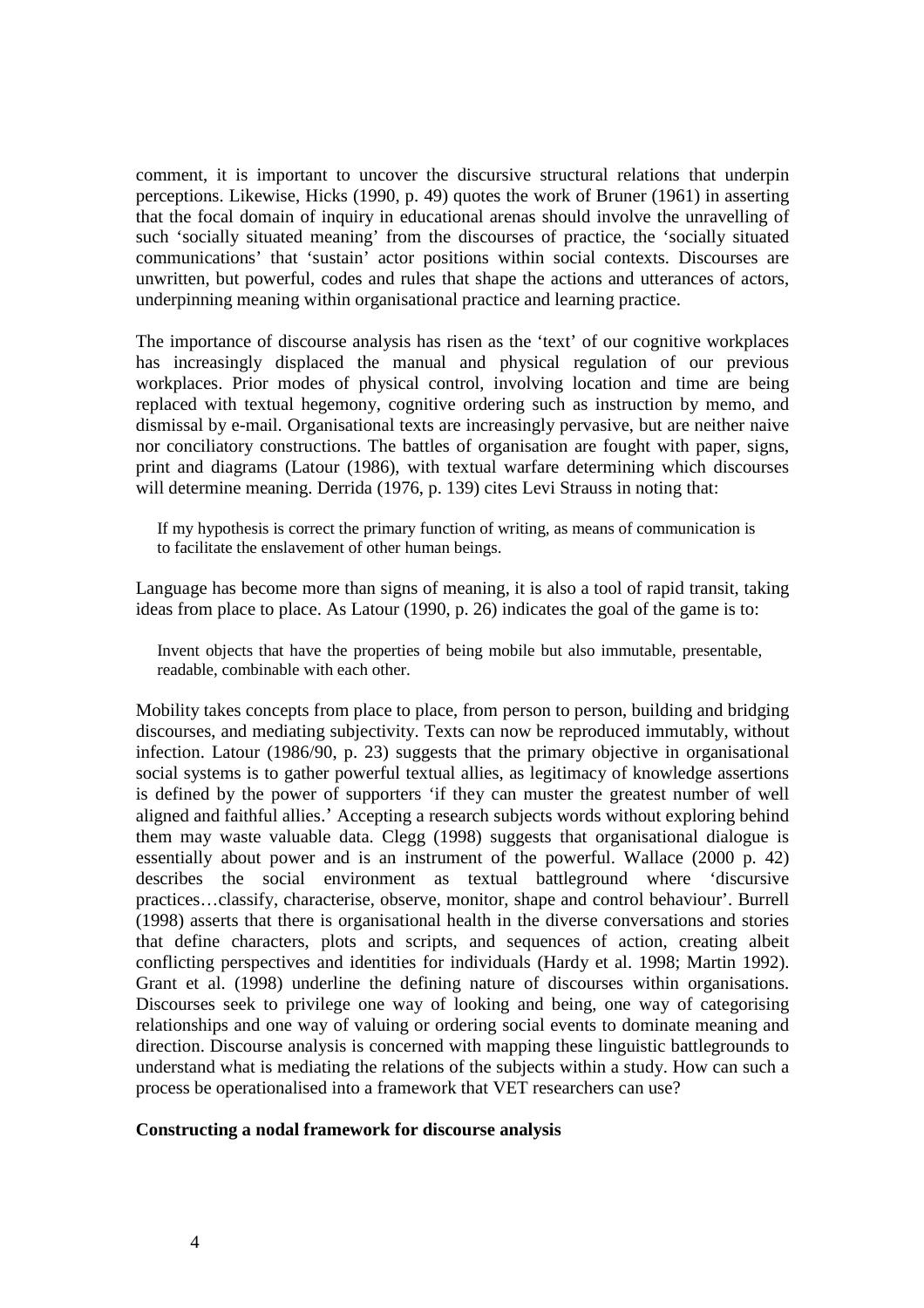comment, it is important to uncover the discursive structural relations that underpin perceptions. Likewise, Hicks (1990, p. 49) quotes the work of Bruner (1961) in asserting that the focal domain of inquiry in educational arenas should involve the unravelling of such 'socially situated meaning' from the discourses of practice, the 'socially situated communications' that 'sustain' actor positions within social contexts. Discourses are unwritten, but powerful, codes and rules that shape the actions and utterances of actors, underpinning meaning within organisational practice and learning practice.

The importance of discourse analysis has risen as the 'text' of our cognitive workplaces has increasingly displaced the manual and physical regulation of our previous workplaces. Prior modes of physical control, involving location and time are being replaced with textual hegemony, cognitive ordering such as instruction by memo, and dismissal by e-mail. Organisational texts are increasingly pervasive, but are neither naive nor conciliatory constructions. The battles of organisation are fought with paper, signs, print and diagrams (Latour (1986), with textual warfare determining which discourses will determine meaning. Derrida (1976, p. 139) cites Levi Strauss in noting that:

> If my hypothesis is correct the primary function of writing, as means of communication is to facilitate the enslavement of other human beings.

Language has become more than signs of meaning, it is also a tool of rapid transit, taking ideas from place to place. As Latour (1990, p. 26) indicates the goal of the game is to:

> Invent objects that have the properties of being mobile but also immutable, presentable, readable, combinable with each other.

Mobility takes concepts from place to place, from person to person, building and bridging discourses, and mediating subjectivity. Texts can now be reproduced immutably, without infection. Latour (1986/90, p. 23) suggests that the primary objective in organisational social systems is to gather powerful textual allies, as legitimacy of knowledge assertions is defined by the power of supporters 'if they can muster the greatest number of well aligned and faithful allies.' Accepting a research subjects words without exploring behind them may waste valuable data. Clegg (1998) suggests that organisational dialogue is essentially about power and is an instrument of the powerful. Wallace (2000 p. 42) describes the social environment as textual battleground where 'discursive practices…classify, characterise, observe, monitor, shape and control behaviour'. Burrell (1998) asserts that there is organisational health in the diverse conversations and stories that define characters, plots and scripts, and sequences of action, creating albeit conflicting perspectives and identities for individuals (Hardy et al. 1998; Martin 1992). Grant et al. (1998) underline the defining nature of discourses within organisations. Discourses seek to privilege one way of looking and being, one way of categorising relationships and one way of valuing or ordering social events to dominate meaning and direction. Discourse analysis is concerned with mapping these linguistic battlegrounds to understand what is mediating the relations of the subjects within a study. How can such a process be operationalised into a framework that VET researchers can use?

**Constructing a nodal framework for discourse analysis**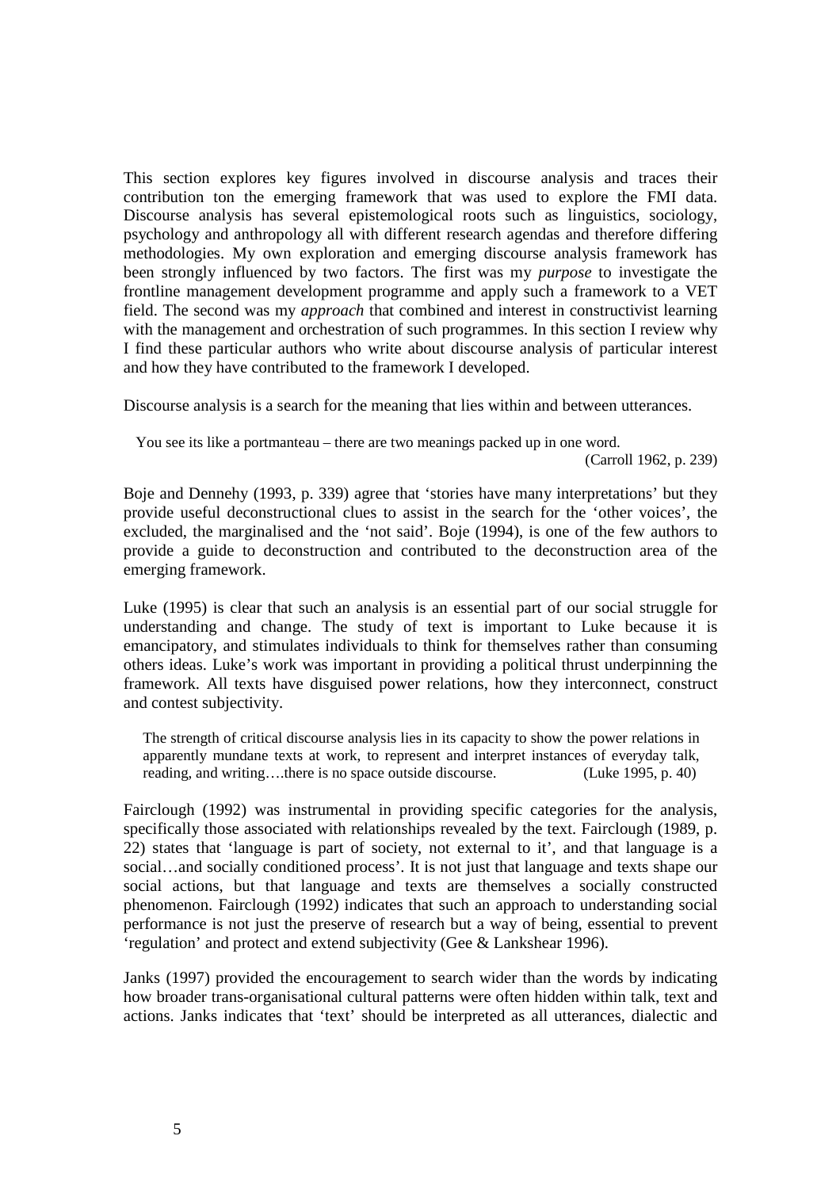This section explores key figures involved in discourse analysis and traces their contribution ton the emerging framework that was used to explore the FMI data. Discourse analysis has several epistemological roots such as linguistics, sociology, psychology and anthropology all with different research agendas and therefore differing methodologies. My own exploration and emerging discourse analysis framework has been strongly influenced by two factors. The first was my *purpose* to investigate the frontline management development programme and apply such a framework to a VET field. The second was my *approach* that combined and interest in constructivist learning with the management and orchestration of such programmes. In this section I review why I find these particular authors who write about discourse analysis of particular interest and how they have contributed to the framework I developed.

Discourse analysis is a search for the meaning that lies within and between utterances.

> You see its like a portmanteau – there are two meanings packed up in one word.
> (Carroll 1962, p. 239)

Boje and Dennehy (1993, p. 339) agree that 'stories have many interpretations' but they provide useful deconstructional clues to assist in the search for the 'other voices', the excluded, the marginalised and the 'not said'. Boje (1994), is one of the few authors to provide a guide to deconstruction and contributed to the deconstruction area of the emerging framework.

Luke (1995) is clear that such an analysis is an essential part of our social struggle for understanding and change. The study of text is important to Luke because it is emancipatory, and stimulates individuals to think for themselves rather than consuming others ideas. Luke's work was important in providing a political thrust underpinning the framework. All texts have disguised power relations, how they interconnect, construct and contest subjectivity.

> The strength of critical discourse analysis lies in its capacity to show the power relations in apparently mundane texts at work, to represent and interpret instances of everyday talk, reading, and writing….there is no space outside discourse. (Luke 1995, p. 40)

Fairclough (1992) was instrumental in providing specific categories for the analysis, specifically those associated with relationships revealed by the text. Fairclough (1989, p. 22) states that 'language is part of society, not external to it', and that language is a social…and socially conditioned process'. It is not just that language and texts shape our social actions, but that language and texts are themselves a socially constructed phenomenon. Fairclough (1992) indicates that such an approach to understanding social performance is not just the preserve of research but a way of being, essential to prevent 'regulation' and protect and extend subjectivity (Gee & Lankshear 1996).

Janks (1997) provided the encouragement to search wider than the words by indicating how broader trans-organisational cultural patterns were often hidden within talk, text and actions. Janks indicates that 'text' should be interpreted as all utterances, dialectic and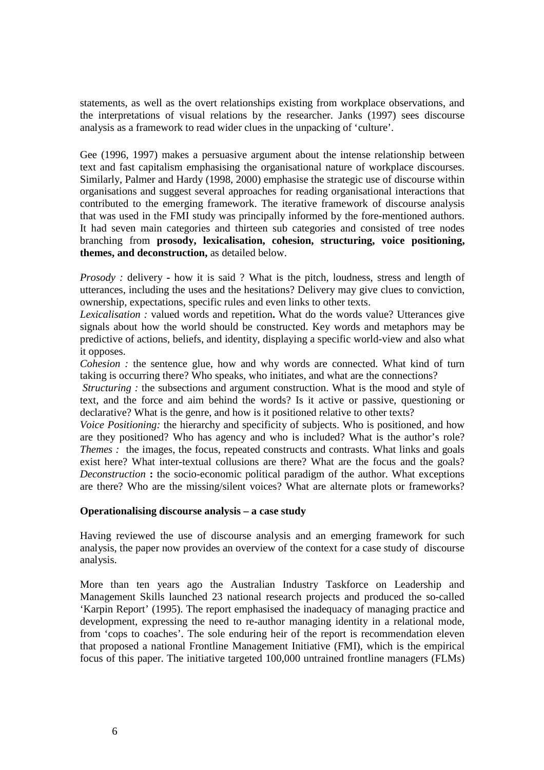statements, as well as the overt relationships existing from workplace observations, and the interpretations of visual relations by the researcher. Janks (1997) sees discourse analysis as a framework to read wider clues in the unpacking of 'culture'.

Gee (1996, 1997) makes a persuasive argument about the intense relationship between text and fast capitalism emphasising the organisational nature of workplace discourses. Similarly, Palmer and Hardy (1998, 2000) emphasise the strategic use of discourse within organisations and suggest several approaches for reading organisational interactions that contributed to the emerging framework. The iterative framework of discourse analysis that was used in the FMI study was principally informed by the fore-mentioned authors. It had seven main categories and thirteen sub categories and consisted of tree nodes branching from **prosody, lexicalisation, cohesion, structuring, voice positioning, themes, and deconstruction,** as detailed below.

*Prosody :* delivery **-** how it is said ? What is the pitch, loudness, stress and length of utterances, including the uses and the hesitations? Delivery may give clues to conviction, ownership, expectations, specific rules and even links to other texts.
*Lexicalisation :* valued words and repetition**.** What do the words value? Utterances give signals about how the world should be constructed. Key words and metaphors may be predictive of actions, beliefs, and identity, displaying a specific world-view and also what it opposes.
*Cohesion :* the sentence glue, how and why words are connected. What kind of turn taking is occurring there? Who speaks, who initiates, and what are the connections?
*Structuring :* the subsections and argument construction. What is the mood and style of text, and the force and aim behind the words? Is it active or passive, questioning or declarative? What is the genre, and how is it positioned relative to other texts?
*Voice Positioning:* the hierarchy and specificity of subjects. Who is positioned, and how are they positioned? Who has agency and who is included? What is the author's role?
*Themes :* the images, the focus, repeated constructs and contrasts. What links and goals exist here? What inter-textual collusions are there? What are the focus and the goals?
*Deconstruction* **:** the socio-economic political paradigm of the author. What exceptions are there? Who are the missing/silent voices? What are alternate plots or frameworks?

**Operationalising discourse analysis – a case study**

Having reviewed the use of discourse analysis and an emerging framework for such analysis, the paper now provides an overview of the context for a case study of discourse analysis.

More than ten years ago the Australian Industry Taskforce on Leadership and Management Skills launched 23 national research projects and produced the so-called 'Karpin Report' (1995). The report emphasised the inadequacy of managing practice and development, expressing the need to re-author managing identity in a relational mode, from 'cops to coaches'. The sole enduring heir of the report is recommendation eleven that proposed a national Frontline Management Initiative (FMI), which is the empirical focus of this paper. The initiative targeted 100,000 untrained frontline managers (FLMs)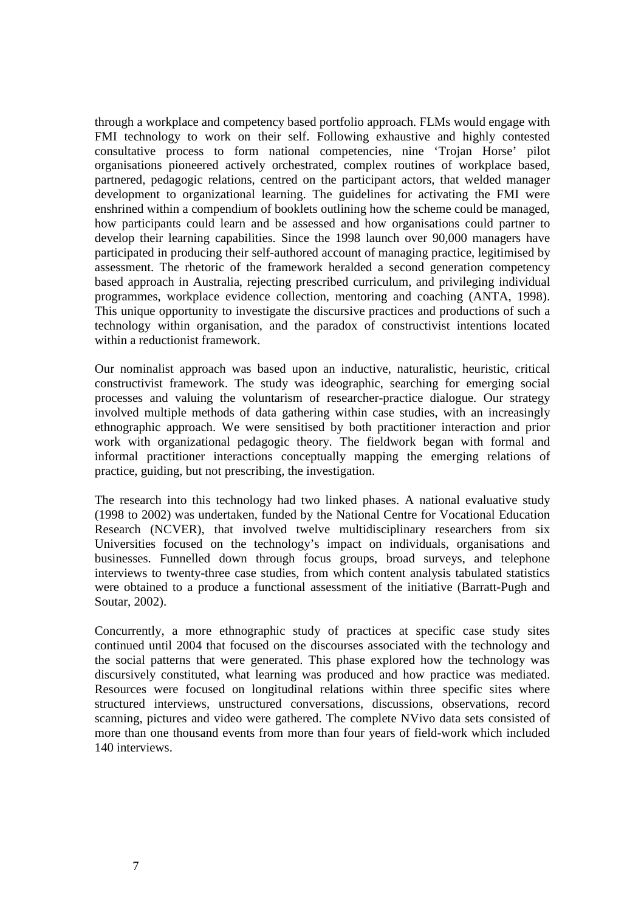through a workplace and competency based portfolio approach. FLMs would engage with FMI technology to work on their self. Following exhaustive and highly contested consultative process to form national competencies, nine 'Trojan Horse' pilot organisations pioneered actively orchestrated, complex routines of workplace based, partnered, pedagogic relations, centred on the participant actors, that welded manager development to organizational learning. The guidelines for activating the FMI were enshrined within a compendium of booklets outlining how the scheme could be managed, how participants could learn and be assessed and how organisations could partner to develop their learning capabilities. Since the 1998 launch over 90,000 managers have participated in producing their self-authored account of managing practice, legitimised by assessment. The rhetoric of the framework heralded a second generation competency based approach in Australia, rejecting prescribed curriculum, and privileging individual programmes, workplace evidence collection, mentoring and coaching (ANTA, 1998). This unique opportunity to investigate the discursive practices and productions of such a technology within organisation, and the paradox of constructivist intentions located within a reductionist framework.

Our nominalist approach was based upon an inductive, naturalistic, heuristic, critical constructivist framework. The study was ideographic, searching for emerging social processes and valuing the voluntarism of researcher-practice dialogue. Our strategy involved multiple methods of data gathering within case studies, with an increasingly ethnographic approach. We were sensitised by both practitioner interaction and prior work with organizational pedagogic theory. The fieldwork began with formal and informal practitioner interactions conceptually mapping the emerging relations of practice, guiding, but not prescribing, the investigation.

The research into this technology had two linked phases. A national evaluative study (1998 to 2002) was undertaken, funded by the National Centre for Vocational Education Research (NCVER), that involved twelve multidisciplinary researchers from six Universities focused on the technology's impact on individuals, organisations and businesses. Funnelled down through focus groups, broad surveys, and telephone interviews to twenty-three case studies, from which content analysis tabulated statistics were obtained to a produce a functional assessment of the initiative (Barratt-Pugh and Soutar, 2002).

Concurrently, a more ethnographic study of practices at specific case study sites continued until 2004 that focused on the discourses associated with the technology and the social patterns that were generated. This phase explored how the technology was discursively constituted, what learning was produced and how practice was mediated. Resources were focused on longitudinal relations within three specific sites where structured interviews, unstructured conversations, discussions, observations, record scanning, pictures and video were gathered. The complete NVivo data sets consisted of more than one thousand events from more than four years of field-work which included 140 interviews.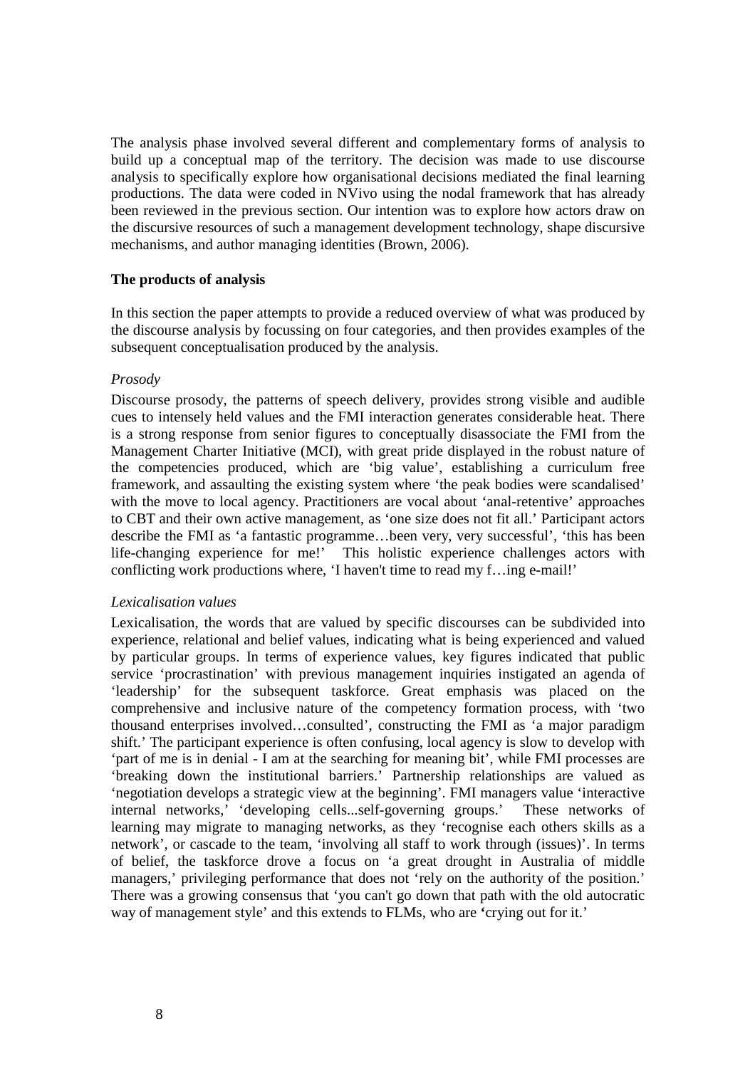The analysis phase involved several different and complementary forms of analysis to build up a conceptual map of the territory. The decision was made to use discourse analysis to specifically explore how organisational decisions mediated the final learning productions. The data were coded in NVivo using the nodal framework that has already been reviewed in the previous section. Our intention was to explore how actors draw on the discursive resources of such a management development technology, shape discursive mechanisms, and author managing identities (Brown, 2006).

**The products of analysis**

In this section the paper attempts to provide a reduced overview of what was produced by the discourse analysis by focussing on four categories, and then provides examples of the subsequent conceptualisation produced by the analysis.

*Prosody*

Discourse prosody, the patterns of speech delivery, provides strong visible and audible cues to intensely held values and the FMI interaction generates considerable heat. There is a strong response from senior figures to conceptually disassociate the FMI from the Management Charter Initiative (MCI), with great pride displayed in the robust nature of the competencies produced, which are 'big value', establishing a curriculum free framework, and assaulting the existing system where 'the peak bodies were scandalised' with the move to local agency. Practitioners are vocal about 'anal-retentive' approaches to CBT and their own active management, as 'one size does not fit all.' Participant actors describe the FMI as 'a fantastic programme…been very, very successful', 'this has been life-changing experience for me!' This holistic experience challenges actors with conflicting work productions where, 'I haven't time to read my f…ing e-mail!'

*Lexicalisation values*

Lexicalisation, the words that are valued by specific discourses can be subdivided into experience, relational and belief values, indicating what is being experienced and valued by particular groups. In terms of experience values, key figures indicated that public service 'procrastination' with previous management inquiries instigated an agenda of 'leadership' for the subsequent taskforce. Great emphasis was placed on the comprehensive and inclusive nature of the competency formation process, with 'two thousand enterprises involved…consulted', constructing the FMI as 'a major paradigm shift.' The participant experience is often confusing, local agency is slow to develop with 'part of me is in denial - I am at the searching for meaning bit', while FMI processes are 'breaking down the institutional barriers.' Partnership relationships are valued as 'negotiation develops a strategic view at the beginning'. FMI managers value 'interactive internal networks,' 'developing cells...self-governing groups.' These networks of learning may migrate to managing networks, as they 'recognise each others skills as a network', or cascade to the team, 'involving all staff to work through (issues)'. In terms of belief, the taskforce drove a focus on 'a great drought in Australia of middle managers,' privileging performance that does not 'rely on the authority of the position.' There was a growing consensus that 'you can't go down that path with the old autocratic way of management style' and this extends to FLMs, who are 'crying out for it.'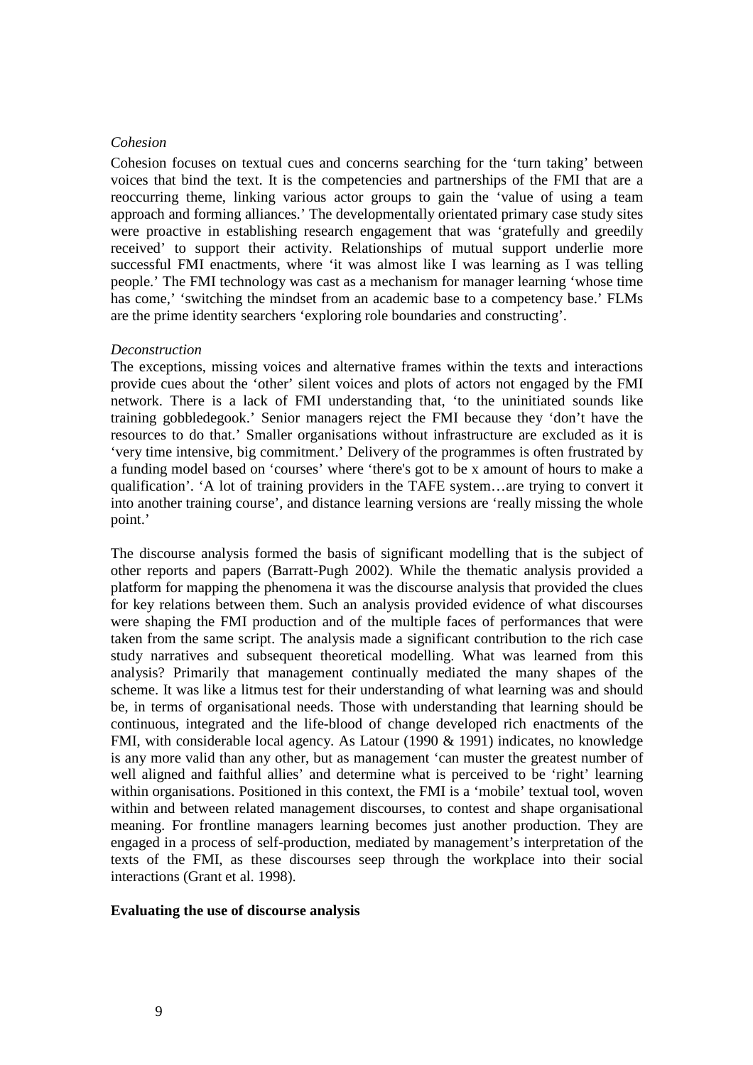*Cohesion*

Cohesion focuses on textual cues and concerns searching for the 'turn taking' between voices that bind the text. It is the competencies and partnerships of the FMI that are a reoccurring theme, linking various actor groups to gain the 'value of using a team approach and forming alliances.' The developmentally orientated primary case study sites were proactive in establishing research engagement that was 'gratefully and greedily received' to support their activity. Relationships of mutual support underlie more successful FMI enactments, where 'it was almost like I was learning as I was telling people.' The FMI technology was cast as a mechanism for manager learning 'whose time has come,' 'switching the mindset from an academic base to a competency base.' FLMs are the prime identity searchers 'exploring role boundaries and constructing'.

*Deconstruction*

The exceptions, missing voices and alternative frames within the texts and interactions provide cues about the 'other' silent voices and plots of actors not engaged by the FMI network. There is a lack of FMI understanding that, 'to the uninitiated sounds like training gobbledegook.' Senior managers reject the FMI because they 'don't have the resources to do that.' Smaller organisations without infrastructure are excluded as it is 'very time intensive, big commitment.' Delivery of the programmes is often frustrated by a funding model based on 'courses' where 'there's got to be x amount of hours to make a qualification'. 'A lot of training providers in the TAFE system…are trying to convert it into another training course', and distance learning versions are 'really missing the whole point.'

The discourse analysis formed the basis of significant modelling that is the subject of other reports and papers (Barratt-Pugh 2002). While the thematic analysis provided a platform for mapping the phenomena it was the discourse analysis that provided the clues for key relations between them. Such an analysis provided evidence of what discourses were shaping the FMI production and of the multiple faces of performances that were taken from the same script. The analysis made a significant contribution to the rich case study narratives and subsequent theoretical modelling. What was learned from this analysis? Primarily that management continually mediated the many shapes of the scheme. It was like a litmus test for their understanding of what learning was and should be, in terms of organisational needs. Those with understanding that learning should be continuous, integrated and the life-blood of change developed rich enactments of the FMI, with considerable local agency. As Latour (1990 & 1991) indicates, no knowledge is any more valid than any other, but as management 'can muster the greatest number of well aligned and faithful allies' and determine what is perceived to be 'right' learning within organisations. Positioned in this context, the FMI is a 'mobile' textual tool, woven within and between related management discourses, to contest and shape organisational meaning. For frontline managers learning becomes just another production. They are engaged in a process of self-production, mediated by management's interpretation of the texts of the FMI, as these discourses seep through the workplace into their social interactions (Grant et al. 1998).

**Evaluating the use of discourse analysis**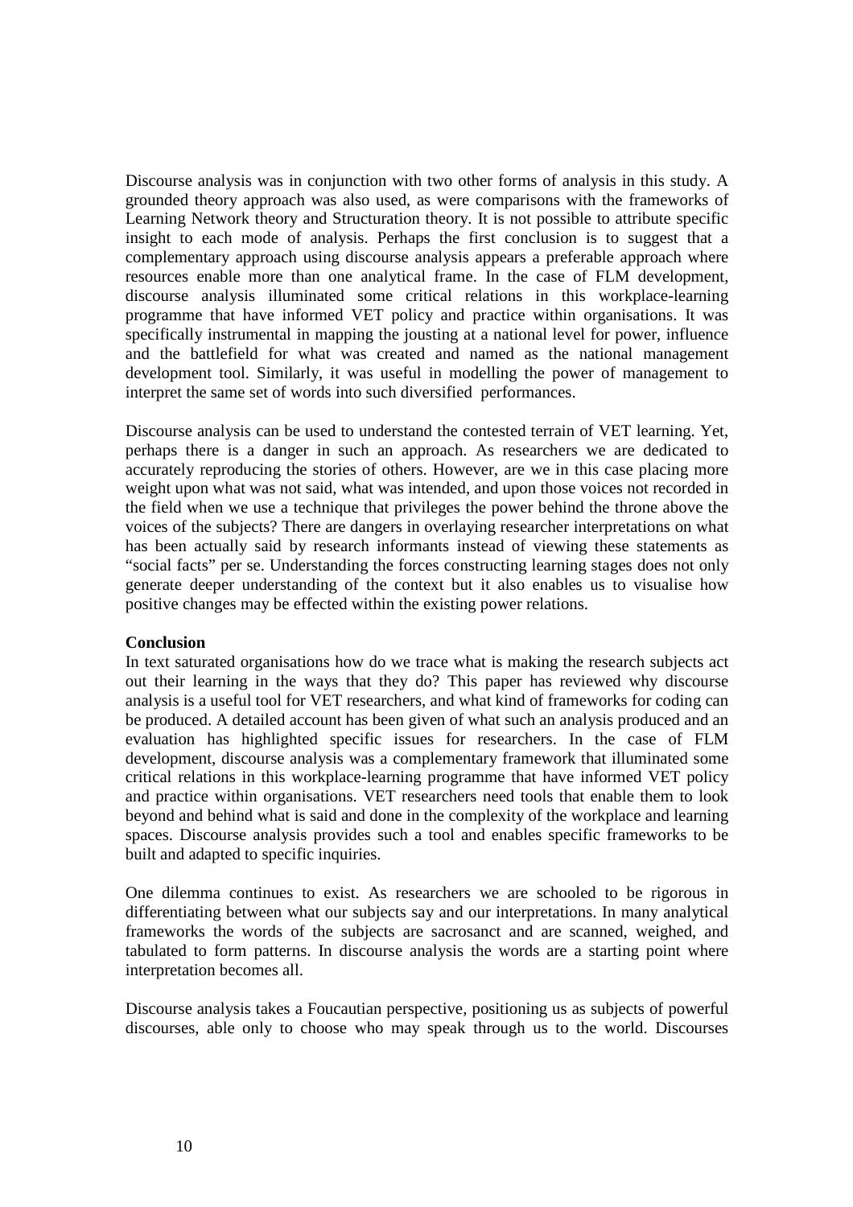Discourse analysis was in conjunction with two other forms of analysis in this study. A grounded theory approach was also used, as were comparisons with the frameworks of Learning Network theory and Structuration theory. It is not possible to attribute specific insight to each mode of analysis. Perhaps the first conclusion is to suggest that a complementary approach using discourse analysis appears a preferable approach where resources enable more than one analytical frame. In the case of FLM development, discourse analysis illuminated some critical relations in this workplace-learning programme that have informed VET policy and practice within organisations. It was specifically instrumental in mapping the jousting at a national level for power, influence and the battlefield for what was created and named as the national management development tool. Similarly, it was useful in modelling the power of management to interpret the same set of words into such diversified performances.

Discourse analysis can be used to understand the contested terrain of VET learning. Yet, perhaps there is a danger in such an approach. As researchers we are dedicated to accurately reproducing the stories of others. However, are we in this case placing more weight upon what was not said, what was intended, and upon those voices not recorded in the field when we use a technique that privileges the power behind the throne above the voices of the subjects? There are dangers in overlaying researcher interpretations on what has been actually said by research informants instead of viewing these statements as "social facts" per se. Understanding the forces constructing learning stages does not only generate deeper understanding of the context but it also enables us to visualise how positive changes may be effected within the existing power relations.

**Conclusion**

In text saturated organisations how do we trace what is making the research subjects act out their learning in the ways that they do? This paper has reviewed why discourse analysis is a useful tool for VET researchers, and what kind of frameworks for coding can be produced. A detailed account has been given of what such an analysis produced and an evaluation has highlighted specific issues for researchers. In the case of FLM development, discourse analysis was a complementary framework that illuminated some critical relations in this workplace-learning programme that have informed VET policy and practice within organisations. VET researchers need tools that enable them to look beyond and behind what is said and done in the complexity of the workplace and learning spaces. Discourse analysis provides such a tool and enables specific frameworks to be built and adapted to specific inquiries.

One dilemma continues to exist. As researchers we are schooled to be rigorous in differentiating between what our subjects say and our interpretations. In many analytical frameworks the words of the subjects are sacrosanct and are scanned, weighed, and tabulated to form patterns. In discourse analysis the words are a starting point where interpretation becomes all.

Discourse analysis takes a Foucautian perspective, positioning us as subjects of powerful discourses, able only to choose who may speak through us to the world. Discourses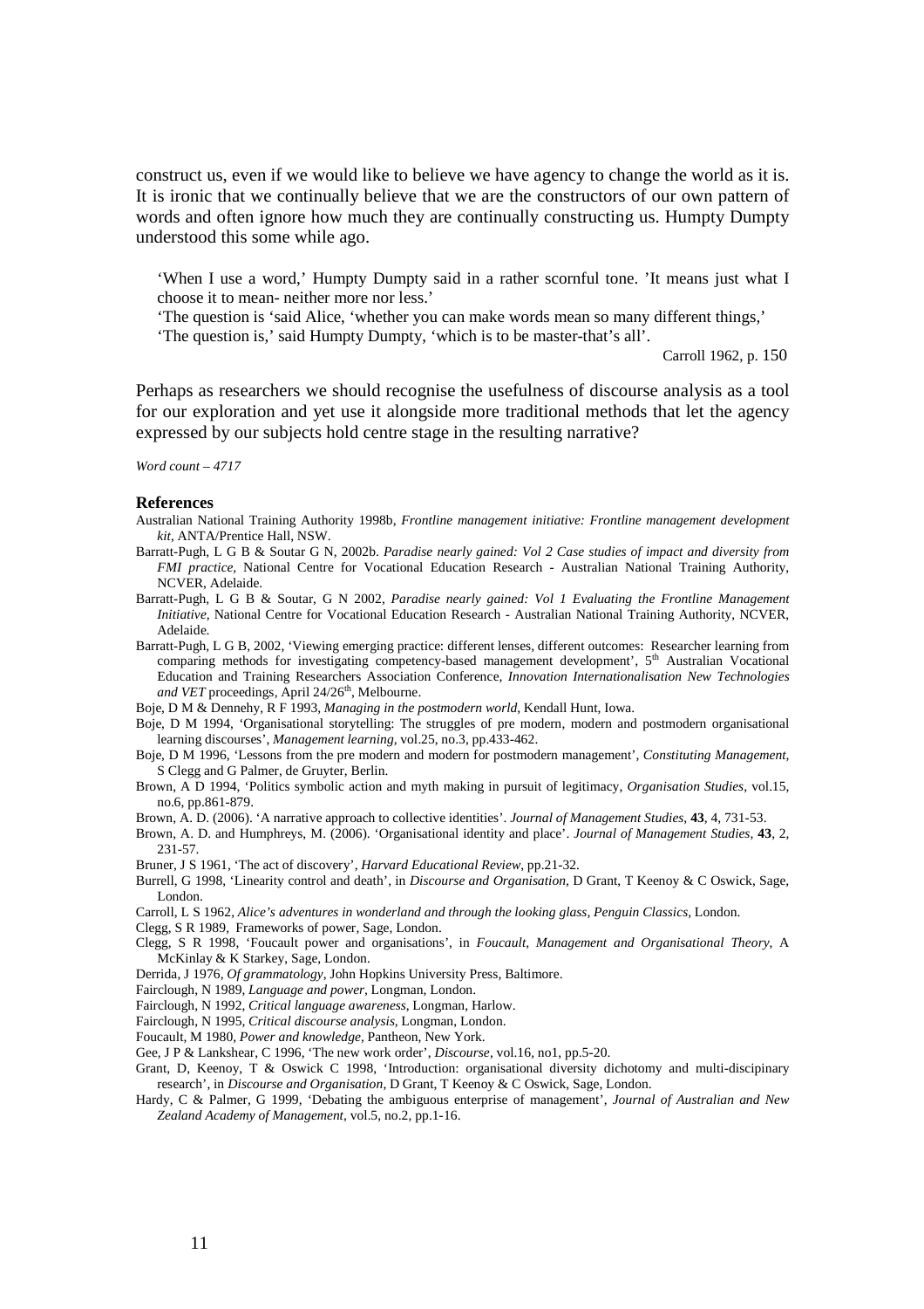construct us, even if we would like to believe we have agency to change the world as it is. It is ironic that we continually believe that we are the constructors of our own pattern of words and often ignore how much they are continually constructing us. Humpty Dumpty understood this some while ago.

> 'When I use a word,' Humpty Dumpty said in a rather scornful tone. 'It means just what I choose it to mean- neither more nor less.'
>
> 'The question is 'said Alice, 'whether you can make words mean so many different things,'
>
> 'The question is,' said Humpty Dumpty, 'which is to be master-that's all'.
>
> Carroll 1962, p. 150

Perhaps as researchers we should recognise the usefulness of discourse analysis as a tool for our exploration and yet use it alongside more traditional methods that let the agency expressed by our subjects hold centre stage in the resulting narrative?

*Word count – 4717*

## References

Australian National Training Authority 1998b, *Frontline management initiative: Frontline management development kit*, ANTA/Prentice Hall, NSW.

Barratt-Pugh, L G B & Soutar G N, 2002b. *Paradise nearly gained: Vol 2 Case studies of impact and diversity from FMI practice*, National Centre for Vocational Education Research - Australian National Training Authority, NCVER, Adelaide.

Barratt-Pugh, L G B & Soutar, G N 2002, *Paradise nearly gained: Vol 1 Evaluating the Frontline Management Initiative*, National Centre for Vocational Education Research - Australian National Training Authority, NCVER, Adelaide.

Barratt-Pugh, L G B, 2002, 'Viewing emerging practice: different lenses, different outcomes: Researcher learning from comparing methods for investigating competency-based management development', 5th Australian Vocational Education and Training Researchers Association Conference, *Innovation Internationalisation New Technologies and VET* proceedings, April 24/26th, Melbourne.

Boje, D M & Dennehy, R F 1993, *Managing in the postmodern world*, Kendall Hunt, Iowa.

Boje, D M 1994, 'Organisational storytelling: The struggles of pre modern, modern and postmodern organisational learning discourses', *Management learning*, vol.25, no.3, pp.433-462.

Boje, D M 1996, 'Lessons from the pre modern and modern for postmodern management', *Constituting Management*, S Clegg and G Palmer, de Gruyter, Berlin.

Brown, A D 1994, 'Politics symbolic action and myth making in pursuit of legitimacy, *Organisation Studies*, vol.15, no.6, pp.861-879.

Brown, A. D. (2006). 'A narrative approach to collective identities'. *Journal of Management Studies*, **43**, 4, 731-53.

Brown, A. D. and Humphreys, M. (2006). 'Organisational identity and place'. *Journal of Management Studies*, **43**, 2, 231-57.

Bruner, J S 1961, 'The act of discovery', *Harvard Educational Review*, pp.21-32.

Burrell, G 1998, 'Linearity control and death', in *Discourse and Organisation*, D Grant, T Keenoy & C Oswick, Sage, London.

Carroll, L S 1962, *Alice's adventures in wonderland and through the looking glass, Penguin Classics*, London.

Clegg, S R 1989, Frameworks of power, Sage, London.

Clegg, S R 1998, 'Foucault power and organisations', in *Foucault, Management and Organisational Theory*, A McKinlay & K Starkey, Sage, London.

Derrida, J 1976, *Of grammatology*, John Hopkins University Press, Baltimore.

Fairclough, N 1989, *Language and power*, Longman, London.

Fairclough, N 1992, *Critical language awareness*, Longman, Harlow.

Fairclough, N 1995, *Critical discourse analysis*, Longman, London.

Foucault, M 1980, *Power and knowledge*, Pantheon, New York.

Gee, J P & Lankshear, C 1996, 'The new work order', *Discourse*, vol.16, no1, pp.5-20.

Grant, D, Keenoy, T & Oswick C 1998, 'Introduction: organisational diversity dichotomy and multi-discipinary research', in *Discourse and Organisation*, D Grant, T Keenoy & C Oswick, Sage, London.

Hardy, C & Palmer, G 1999, 'Debating the ambiguous enterprise of management', *Journal of Australian and New Zealand Academy of Management*, vol.5, no.2, pp.1-16.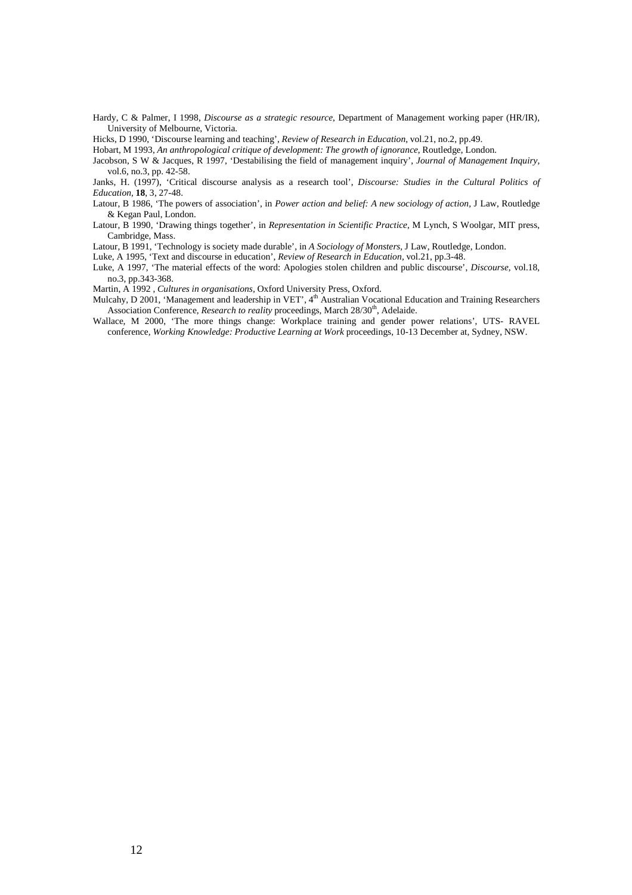Hardy, C & Palmer, I 1998, *Discourse as a strategic resource*, Department of Management working paper (HR/IR), University of Melbourne, Victoria.

Hicks, D 1990, 'Discourse learning and teaching', *Review of Research in Education*, vol.21, no.2, pp.49.

Hobart, M 1993, *An anthropological critique of development: The growth of ignorance*, Routledge, London.

Jacobson, S W & Jacques, R 1997, 'Destabilising the field of management inquiry', *Journal of Management Inquiry*, vol.6, no.3, pp. 42-58.

Janks, H. (1997), 'Critical discourse analysis as a research tool', *Discourse: Studies in the Cultural Politics of Education*, **18**, 3, 27-48.

Latour, B 1986, 'The powers of association', in *Power action and belief: A new sociology of action*, J Law, Routledge & Kegan Paul, London.

Latour, B 1990, 'Drawing things together', in *Representation in Scientific Practice*, M Lynch, S Woolgar, MIT press, Cambridge, Mass.

Latour, B 1991, 'Technology is society made durable', in *A Sociology of Monsters*, J Law, Routledge, London.

Luke, A 1995, 'Text and discourse in education', *Review of Research in Education*, vol.21, pp.3-48.

Luke, A 1997, 'The material effects of the word: Apologies stolen children and public discourse', *Discourse*, vol.18, no.3, pp.343-368.

Martin, A 1992 , *Cultures in organisations*, Oxford University Press, Oxford.

Mulcahy, D 2001, 'Management and leadership in VET', 4th Australian Vocational Education and Training Researchers Association Conference, *Research to reality* proceedings, March 28/30th, Adelaide.

Wallace, M 2000, 'The more things change: Workplace training and gender power relations', UTS- RAVEL conference, *Working Knowledge: Productive Learning at Work* proceedings, 10-13 December at, Sydney, NSW.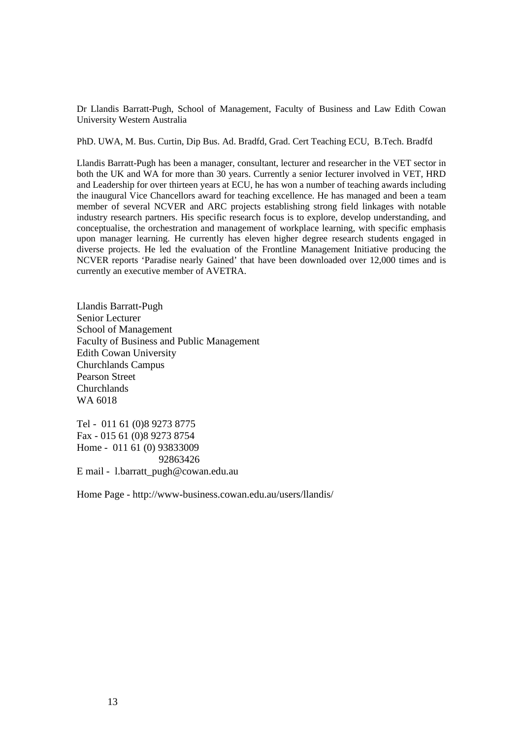Dr Llandis Barratt-Pugh, School of Management, Faculty of Business and Law Edith Cowan University Western Australia

PhD. UWA, M. Bus. Curtin, Dip Bus. Ad. Bradfd, Grad. Cert Teaching ECU, B.Tech. Bradfd

Llandis Barratt-Pugh has been a manager, consultant, lecturer and researcher in the VET sector in both the UK and WA for more than 30 years. Currently a senior Iecturer involved in VET, HRD and Leadership for over thirteen years at ECU, he has won a number of teaching awards including the inaugural Vice Chancellors award for teaching excellence. He has managed and been a team member of several NCVER and ARC projects establishing strong field linkages with notable industry research partners. His specific research focus is to explore, develop understanding, and conceptualise, the orchestration and management of workplace learning, with specific emphasis upon manager learning. He currently has eleven higher degree research students engaged in diverse projects. He led the evaluation of the Frontline Management Initiative producing the NCVER reports 'Paradise nearly Gained' that have been downloaded over 12,000 times and is currently an executive member of AVETRA.

Llandis Barratt-Pugh
Senior Lecturer
School of Management
Faculty of Business and Public Management
Edith Cowan University
Churchlands Campus
Pearson Street
Churchlands
WA 6018

Tel - 011 61 (0)8 9273 8775
Fax - 015 61 (0)8 9273 8754
Home - 011 61 (0) 93833009
92863426
E mail - l.barratt_pugh@cowan.edu.au

Home Page - http://www-business.cowan.edu.au/users/llandis/